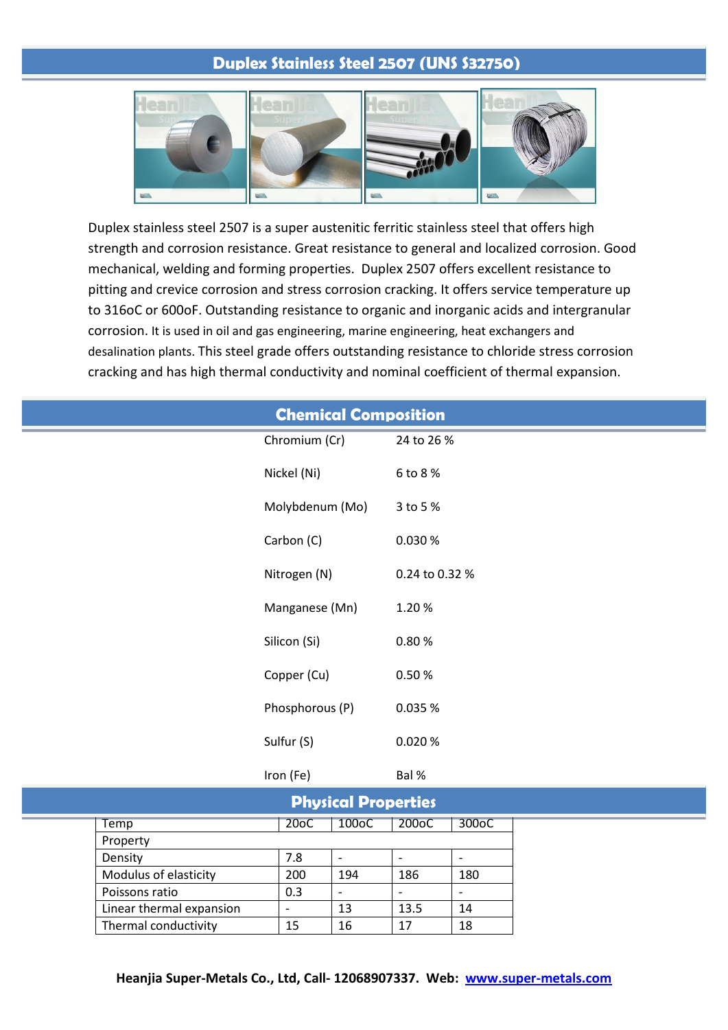# Duplex Stainless Steel 2507 (UNS S32750)

Duplex stainless steel 2507 is a super austenitic ferritic stainless steel that offers high strength and corrosion resistance. Great resistance to general and localized corrosion. Good mechanical, welding and forming properties. Duplex 2507 offers excellent resistance to pitting and crevice corrosion and stress corrosion cracking. It offers service temperature up to 316oC or 600oF. Outstanding resistance to organic and inorganic acids and intergranular corrosion. It is used in oil and gas engineering, marine engineering, heat exchangers and desalination plants. This steel grade offers outstanding resistance to chloride stress corrosion cracking and has high thermal conductivity and nominal coefficient of thermal expansion.

## Chemical Composition

| Element | Content |
|---|---|
| Chromium (Cr) | 24 to 26 % |
| Nickel (Ni) | 6 to 8 % |
| Molybdenum (Mo) | 3 to 5 % |
| Carbon (C) | 0.030 % |
| Nitrogen (N) | 0.24 to 0.32 % |
| Manganese (Mn) | 1.20 % |
| Silicon (Si) | 0.80 % |
| Copper (Cu) | 0.50 % |
| Phosphorous (P) | 0.035 % |
| Sulfur (S) | 0.020 % |
| Iron (Fe) | Bal % |

## Physical Properties

| Temp | 20oC | 100oC | 200oC | 300oC |
|---|---|---|---|---|
| Property | | | | |
| Density | 7.8 | - | - | - |
| Modulus of elasticity | 200 | 194 | 186 | 180 |
| Poissons ratio | 0.3 | - | - | - |
| Linear thermal expansion | - | 13 | 13.5 | 14 |
| Thermal conductivity | 15 | 16 | 17 | 18 |

**Heanjia Super-Metals Co., Ltd, Call- 12068907337. Web: www.super-metals.com**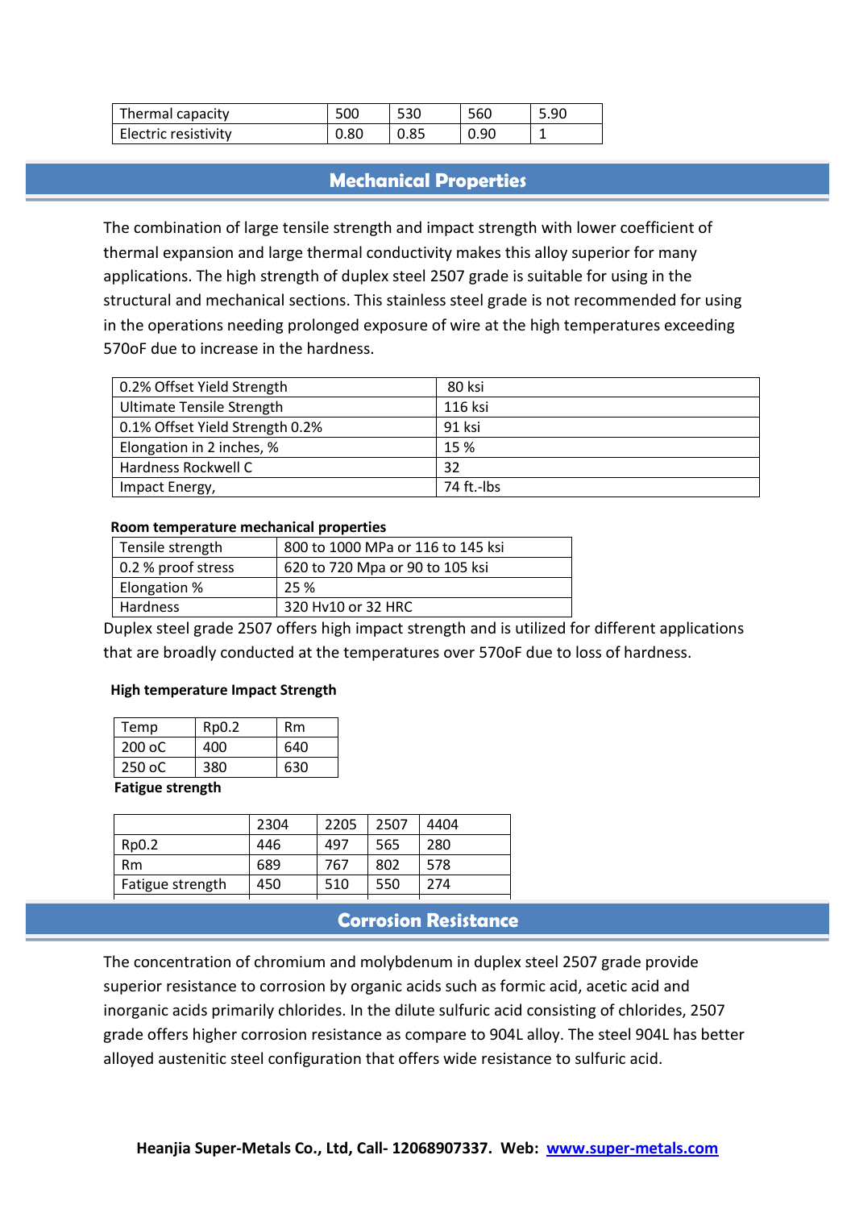| Thermal capacity | 500 | 530 | 560 | 5.90 |
|---|---|---|---|---|
| Electric resistivity | 0.80 | 0.85 | 0.90 | 1 |

## Mechanical Properties

The combination of large tensile strength and impact strength with lower coefficient of thermal expansion and large thermal conductivity makes this alloy superior for many applications. The high strength of duplex steel 2507 grade is suitable for using in the structural and mechanical sections. This stainless steel grade is not recommended for using in the operations needing prolonged exposure of wire at the high temperatures exceeding 570oF due to increase in the hardness.

| 0.2% Offset Yield Strength | 80 ksi |
|---|---|
| Ultimate Tensile Strength | 116 ksi |
| 0.1% Offset Yield Strength 0.2% | 91 ksi |
| Elongation in 2 inches, % | 15 % |
| Hardness Rockwell C | 32 |
| Impact Energy, | 74 ft.-lbs |

**Room temperature mechanical properties**

| Tensile strength | 800 to 1000 MPa or 116 to 145 ksi |
|---|---|
| 0.2 % proof stress | 620 to 720 Mpa or 90 to 105 ksi |
| Elongation % | 25 % |
| Hardness | 320 Hv10 or 32 HRC |

Duplex steel grade 2507 offers high impact strength and is utilized for different applications that are broadly conducted at the temperatures over 570oF due to loss of hardness.

**High temperature Impact Strength**

| Temp | Rp0.2 | Rm |
|---|---|---|
| 200 oC | 400 | 640 |
| 250 oC | 380 | 630 |

**Fatigue strength**

| | 2304 | 2205 | 2507 | 4404 |
|---|---|---|---|---|
| Rp0.2 | 446 | 497 | 565 | 280 |
| Rm | 689 | 767 | 802 | 578 |
| Fatigue strength | 450 | 510 | 550 | 274 |

## Corrosion Resistance

The concentration of chromium and molybdenum in duplex steel 2507 grade provide superior resistance to corrosion by organic acids such as formic acid, acetic acid and inorganic acids primarily chlorides. In the dilute sulfuric acid consisting of chlorides, 2507 grade offers higher corrosion resistance as compare to 904L alloy. The steel 904L has better alloyed austenitic steel configuration that offers wide resistance to sulfuric acid.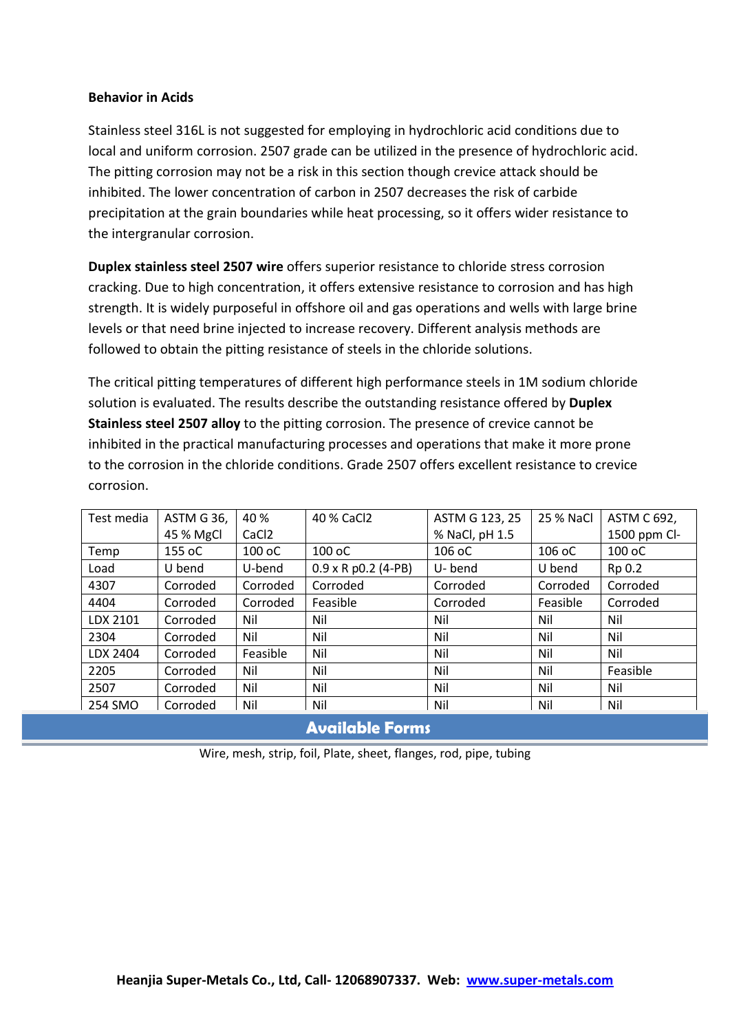**Behavior in Acids**

Stainless steel 316L is not suggested for employing in hydrochloric acid conditions due to local and uniform corrosion. 2507 grade can be utilized in the presence of hydrochloric acid. The pitting corrosion may not be a risk in this section though crevice attack should be inhibited. The lower concentration of carbon in 2507 decreases the risk of carbide precipitation at the grain boundaries while heat processing, so it offers wider resistance to the intergranular corrosion.

**Duplex stainless steel 2507 wire** offers superior resistance to chloride stress corrosion cracking. Due to high concentration, it offers extensive resistance to corrosion and has high strength. It is widely purposeful in offshore oil and gas operations and wells with large brine levels or that need brine injected to increase recovery. Different analysis methods are followed to obtain the pitting resistance of steels in the chloride solutions.

The critical pitting temperatures of different high performance steels in 1M sodium chloride solution is evaluated. The results describe the outstanding resistance offered by **Duplex Stainless steel 2507 alloy** to the pitting corrosion. The presence of crevice cannot be inhibited in the practical manufacturing processes and operations that make it more prone to the corrosion in the chloride conditions. Grade 2507 offers excellent resistance to crevice corrosion.

| Test media | ASTM G 36, 45 % MgCl | 40 % CaCl2 | 40 % CaCl2 | ASTM G 123, 25 % NaCl, pH 1.5 | 25 % NaCl | ASTM C 692, 1500 ppm Cl- |
|---|---|---|---|---|---|---|
| Temp | 155 oC | 100 oC | 100 oC | 106 oC | 106 oC | 100 oC |
| Load | U bend | U-bend | 0.9 x R p0.2 (4-PB) | U- bend | U bend | Rp 0.2 |
| 4307 | Corroded | Corroded | Corroded | Corroded | Corroded | Corroded |
| 4404 | Corroded | Corroded | Feasible | Corroded | Feasible | Corroded |
| LDX 2101 | Corroded | Nil | Nil | Nil | Nil | Nil |
| 2304 | Corroded | Nil | Nil | Nil | Nil | Nil |
| LDX 2404 | Corroded | Feasible | Nil | Nil | Nil | Nil |
| 2205 | Corroded | Nil | Nil | Nil | Nil | Feasible |
| 2507 | Corroded | Nil | Nil | Nil | Nil | Nil |
| 254 SMO | Corroded | Nil | Nil | Nil | Nil | Nil |

## Available Forms

Wire, mesh, strip, foil, Plate, sheet, flanges, rod, pipe, tubing

**Heanjia Super-Metals Co., Ltd, Call- 12068907337. Web: www.super-metals.com**